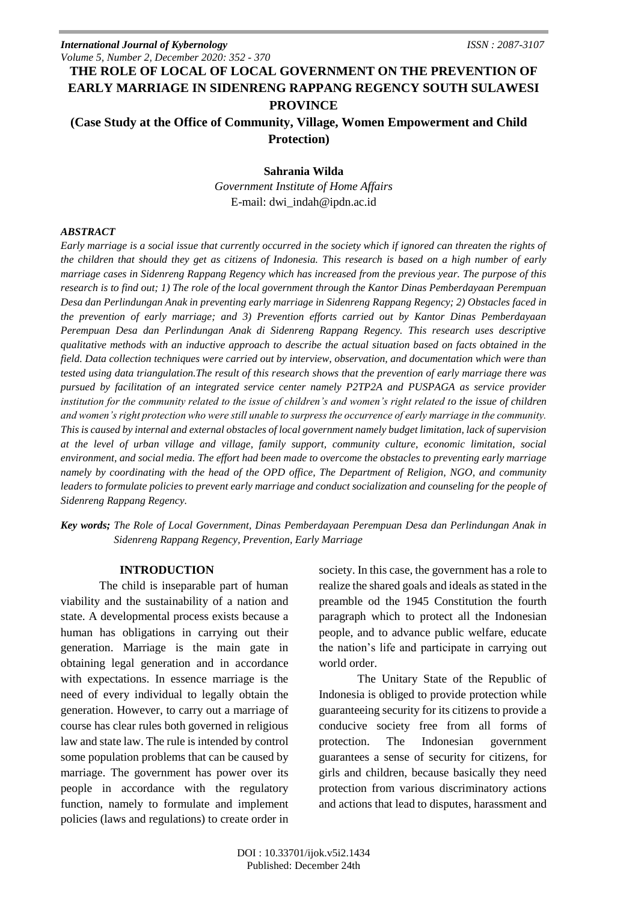# THE ROLE OF LOCAL OF LOCAL GOVERNMENT ON THE PREVENTION OF EARLY MARRIAGE IN SIDENRENG RAPPANG REGENCY SOUTH SULAWESI PROVINCE

## (Case Study at the Office of Community, Village, Women Empowerment and Child Protection)

**Sahrania Wilda**

*Government Institute of Home Affairs*

E-mail: dwi_indah@ipdn.ac.id

### *ABSTRACT*

*Early marriage is a social issue that currently occurred in the society which if ignored can threaten the rights of the children that should they get as citizens of Indonesia. This research is based on a high number of early marriage cases in Sidenreng Rappang Regency which has increased from the previous year. The purpose of this research is to find out; 1) The role of the local government through the Kantor Dinas Pemberdayaan Perempuan Desa dan Perlindungan Anak in preventing early marriage in Sidenreng Rappang Regency; 2) Obstacles faced in the prevention of early marriage; and 3) Prevention efforts carried out by Kantor Dinas Pemberdayaan Perempuan Desa dan Perlindungan Anak di Sidenreng Rappang Regency. This research uses descriptive qualitative methods with an inductive approach to describe the actual situation based on facts obtained in the field. Data collection techniques were carried out by interview, observation, and documentation which were than tested using data triangulation.The result of this research shows that the prevention of early marriage there was pursued by facilitation of an integrated service center namely P2TP2A and PUSPAGA as service provider institution for the community related to the issue of children's and women's right related to the issue of children and women's right protection who were still unable to surpress the occurrence of early marriage in the community. This is caused by internal and external obstacles of local government namely budget limitation, lack of supervision at the level of urban village and village, family support, community culture, economic limitation, social environment, and social media. The effort had been made to overcome the obstacles to preventing early marriage namely by coordinating with the head of the OPD office, The Department of Religion, NGO, and community leaders to formulate policies to prevent early marriage and conduct socialization and counseling for the people of Sidenreng Rappang Regency.*

***Key words;*** *The Role of Local Government, Dinas Pemberdayaan Perempuan Desa dan Perlindungan Anak in Sidenreng Rappang Regency, Prevention, Early Marriage*

## INTRODUCTION

The child is inseparable part of human viability and the sustainability of a nation and state. A developmental process exists because a human has obligations in carrying out their generation. Marriage is the main gate in obtaining legal generation and in accordance with expectations. In essence marriage is the need of every individual to legally obtain the generation. However, to carry out a marriage of course has clear rules both governed in religious law and state law. The rule is intended by control some population problems that can be caused by marriage. The government has power over its people in accordance with the regulatory function, namely to formulate and implement policies (laws and regulations) to create order in society. In this case, the government has a role to realize the shared goals and ideals as stated in the preamble od the 1945 Constitution the fourth paragraph which to protect all the Indonesian people, and to advance public welfare, educate the nation's life and participate in carrying out world order.

The Unitary State of the Republic of Indonesia is obliged to provide protection while guaranteeing security for its citizens to provide a conducive society free from all forms of protection. The Indonesian government guarantees a sense of security for citizens, for girls and children, because basically they need protection from various discriminatory actions and actions that lead to disputes, harassment and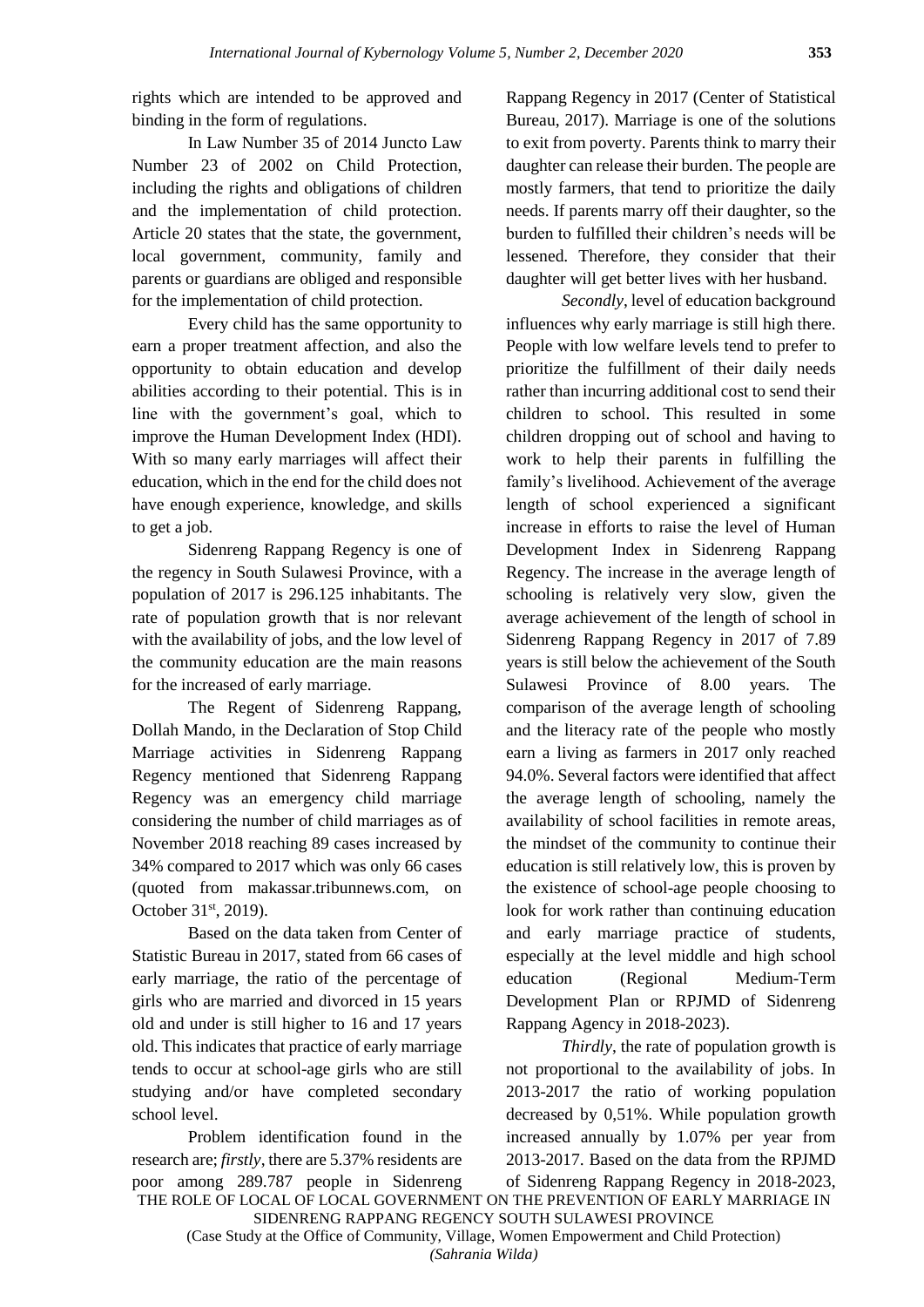rights which are intended to be approved and binding in the form of regulations.

In Law Number 35 of 2014 Juncto Law Number 23 of 2002 on Child Protection, including the rights and obligations of children and the implementation of child protection. Article 20 states that the state, the government, local government, community, family and parents or guardians are obliged and responsible for the implementation of child protection.

Every child has the same opportunity to earn a proper treatment affection, and also the opportunity to obtain education and develop abilities according to their potential. This is in line with the government's goal, which to improve the Human Development Index (HDI). With so many early marriages will affect their education, which in the end for the child does not have enough experience, knowledge, and skills to get a job.

Sidenreng Rappang Regency is one of the regency in South Sulawesi Province, with a population of 2017 is 296.125 inhabitants. The rate of population growth that is nor relevant with the availability of jobs, and the low level of the community education are the main reasons for the increased of early marriage.

The Regent of Sidenreng Rappang, Dollah Mando, in the Declaration of Stop Child Marriage activities in Sidenreng Rappang Regency mentioned that Sidenreng Rappang Regency was an emergency child marriage considering the number of child marriages as of November 2018 reaching 89 cases increased by 34% compared to 2017 which was only 66 cases (quoted from makassar.tribunnews.com, on October 31st, 2019).

Based on the data taken from Center of Statistic Bureau in 2017, stated from 66 cases of early marriage, the ratio of the percentage of girls who are married and divorced in 15 years old and under is still higher to 16 and 17 years old. This indicates that practice of early marriage tends to occur at school-age girls who are still studying and/or have completed secondary school level.

Problem identification found in the research are; *firstly*, there are 5.37% residents are poor among 289.787 people in Sidenreng Rappang Regency in 2017 (Center of Statistical Bureau, 2017). Marriage is one of the solutions to exit from poverty. Parents think to marry their daughter can release their burden. The people are mostly farmers, that tend to prioritize the daily needs. If parents marry off their daughter, so the burden to fulfilled their children's needs will be lessened. Therefore, they consider that their daughter will get better lives with her husband.

*Secondly*, level of education background influences why early marriage is still high there. People with low welfare levels tend to prefer to prioritize the fulfillment of their daily needs rather than incurring additional cost to send their children to school. This resulted in some children dropping out of school and having to work to help their parents in fulfilling the family's livelihood. Achievement of the average length of school experienced a significant increase in efforts to raise the level of Human Development Index in Sidenreng Rappang Regency. The increase in the average length of schooling is relatively very slow, given the average achievement of the length of school in Sidenreng Rappang Regency in 2017 of 7.89 years is still below the achievement of the South Sulawesi Province of 8.00 years. The comparison of the average length of schooling and the literacy rate of the people who mostly earn a living as farmers in 2017 only reached 94.0%. Several factors were identified that affect the average length of schooling, namely the availability of school facilities in remote areas, the mindset of the community to continue their education is still relatively low, this is proven by the existence of school-age people choosing to look for work rather than continuing education and early marriage practice of students, especially at the level middle and high school education (Regional Medium-Term Development Plan or RPJMD of Sidenreng Rappang Agency in 2018-2023).

*Thirdly*, the rate of population growth is not proportional to the availability of jobs. In 2013-2017 the ratio of working population decreased by 0,51%. While population growth increased annually by 1.07% per year from 2013-2017. Based on the data from the RPJMD of Sidenreng Rappang Regency in 2018-2023,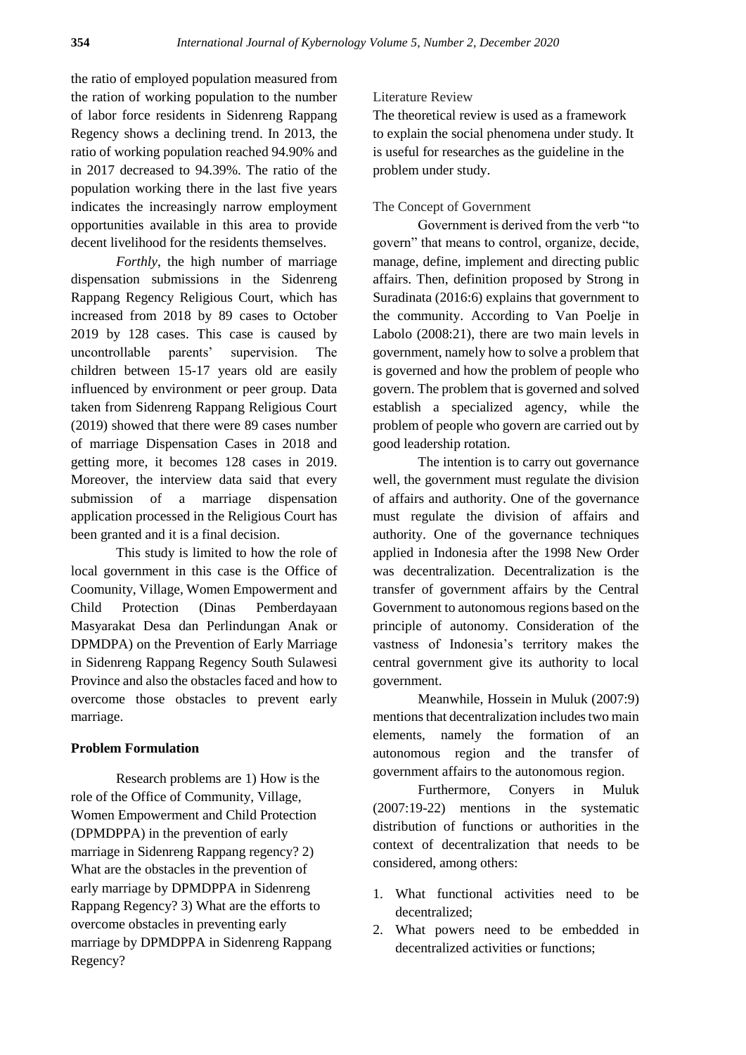the ratio of employed population measured from the ration of working population to the number of labor force residents in Sidenreng Rappang Regency shows a declining trend. In 2013, the ratio of working population reached 94.90% and in 2017 decreased to 94.39%. The ratio of the population working there in the last five years indicates the increasingly narrow employment opportunities available in this area to provide decent livelihood for the residents themselves.

*Forthly*, the high number of marriage dispensation submissions in the Sidenreng Rappang Regency Religious Court, which has increased from 2018 by 89 cases to October 2019 by 128 cases. This case is caused by uncontrollable parents' supervision. The children between 15-17 years old are easily influenced by environment or peer group. Data taken from Sidenreng Rappang Religious Court (2019) showed that there were 89 cases number of marriage Dispensation Cases in 2018 and getting more, it becomes 128 cases in 2019. Moreover, the interview data said that every submission of a marriage dispensation application processed in the Religious Court has been granted and it is a final decision.

This study is limited to how the role of local government in this case is the Office of Coomunity, Village, Women Empowerment and Child Protection (Dinas Pemberdayaan Masyarakat Desa dan Perlindungan Anak or DPMDPA) on the Prevention of Early Marriage in Sidenreng Rappang Regency South Sulawesi Province and also the obstacles faced and how to overcome those obstacles to prevent early marriage.

**Problem Formulation**

Research problems are 1) How is the role of the Office of Community, Village, Women Empowerment and Child Protection (DPMDPPA) in the prevention of early marriage in Sidenreng Rappang regency? 2) What are the obstacles in the prevention of early marriage by DPMDPPA in Sidenreng Rappang Regency? 3) What are the efforts to overcome obstacles in preventing early marriage by DPMDPPA in Sidenreng Rappang Regency?

Literature Review

The theoretical review is used as a framework to explain the social phenomena under study. It is useful for researches as the guideline in the problem under study.

The Concept of Government

Government is derived from the verb "to govern" that means to control, organize, decide, manage, define, implement and directing public affairs. Then, definition proposed by Strong in Suradinata (2016:6) explains that government to the community. According to Van Poelje in Labolo (2008:21), there are two main levels in government, namely how to solve a problem that is governed and how the problem of people who govern. The problem that is governed and solved establish a specialized agency, while the problem of people who govern are carried out by good leadership rotation.

The intention is to carry out governance well, the government must regulate the division of affairs and authority. One of the governance must regulate the division of affairs and authority. One of the governance techniques applied in Indonesia after the 1998 New Order was decentralization. Decentralization is the transfer of government affairs by the Central Government to autonomous regions based on the principle of autonomy. Consideration of the vastness of Indonesia's territory makes the central government give its authority to local government.

Meanwhile, Hossein in Muluk (2007:9) mentions that decentralization includes two main elements, namely the formation of an autonomous region and the transfer of government affairs to the autonomous region.

Furthermore, Conyers in Muluk (2007:19-22) mentions in the systematic distribution of functions or authorities in the context of decentralization that needs to be considered, among others:

1. What functional activities need to be decentralized;
2. What powers need to be embedded in decentralized activities or functions;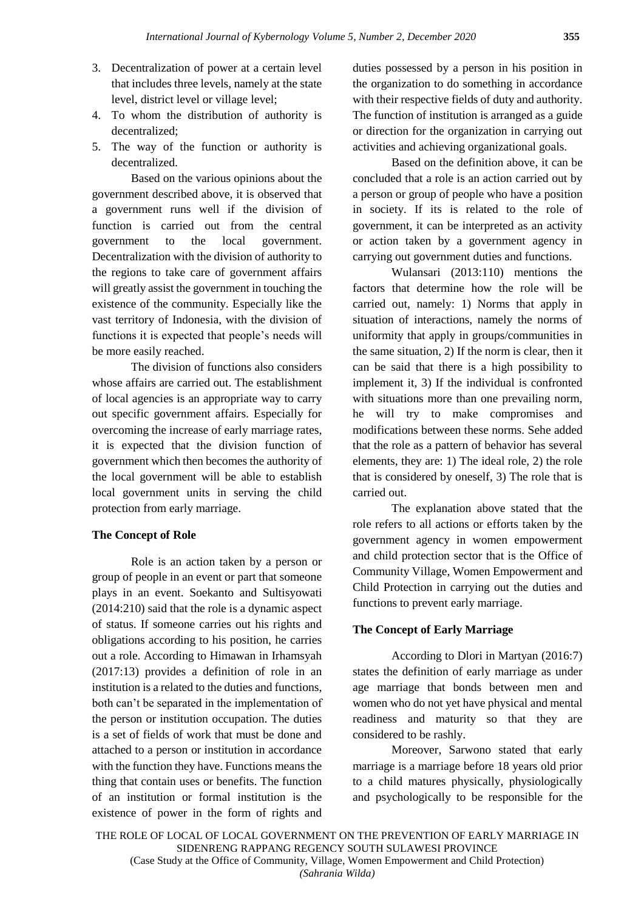3. Decentralization of power at a certain level that includes three levels, namely at the state level, district level or village level;
4. To whom the distribution of authority is decentralized;
5. The way of the function or authority is decentralized.

Based on the various opinions about the government described above, it is observed that a government runs well if the division of function is carried out from the central government to the local government. Decentralization with the division of authority to the regions to take care of government affairs will greatly assist the government in touching the existence of the community. Especially like the vast territory of Indonesia, with the division of functions it is expected that people's needs will be more easily reached.

The division of functions also considers whose affairs are carried out. The establishment of local agencies is an appropriate way to carry out specific government affairs. Especially for overcoming the increase of early marriage rates, it is expected that the division function of government which then becomes the authority of the local government will be able to establish local government units in serving the child protection from early marriage.

### The Concept of Role

Role is an action taken by a person or group of people in an event or part that someone plays in an event. Soekanto and Sultisyowati (2014:210) said that the role is a dynamic aspect of status. If someone carries out his rights and obligations according to his position, he carries out a role. According to Himawan in Irhamsyah (2017:13) provides a definition of role in an institution is a related to the duties and functions, both can't be separated in the implementation of the person or institution occupation. The duties is a set of fields of work that must be done and attached to a person or institution in accordance with the function they have. Functions means the thing that contain uses or benefits. The function of an institution or formal institution is the existence of power in the form of rights and duties possessed by a person in his position in the organization to do something in accordance with their respective fields of duty and authority. The function of institution is arranged as a guide or direction for the organization in carrying out activities and achieving organizational goals.

Based on the definition above, it can be concluded that a role is an action carried out by a person or group of people who have a position in society. If its is related to the role of government, it can be interpreted as an activity or action taken by a government agency in carrying out government duties and functions.

Wulansari (2013:110) mentions the factors that determine how the role will be carried out, namely: 1) Norms that apply in situation of interactions, namely the norms of uniformity that apply in groups/communities in the same situation, 2) If the norm is clear, then it can be said that there is a high possibility to implement it, 3) If the individual is confronted with situations more than one prevailing norm, he will try to make compromises and modifications between these norms. Sehe added that the role as a pattern of behavior has several elements, they are: 1) The ideal role, 2) the role that is considered by oneself, 3) The role that is carried out.

The explanation above stated that the role refers to all actions or efforts taken by the government agency in women empowerment and child protection sector that is the Office of Community Village, Women Empowerment and Child Protection in carrying out the duties and functions to prevent early marriage.

### The Concept of Early Marriage

According to Dlori in Martyan (2016:7) states the definition of early marriage as under age marriage that bonds between men and women who do not yet have physical and mental readiness and maturity so that they are considered to be rashly.

Moreover, Sarwono stated that early marriage is a marriage before 18 years old prior to a child matures physically, physiologically and psychologically to be responsible for the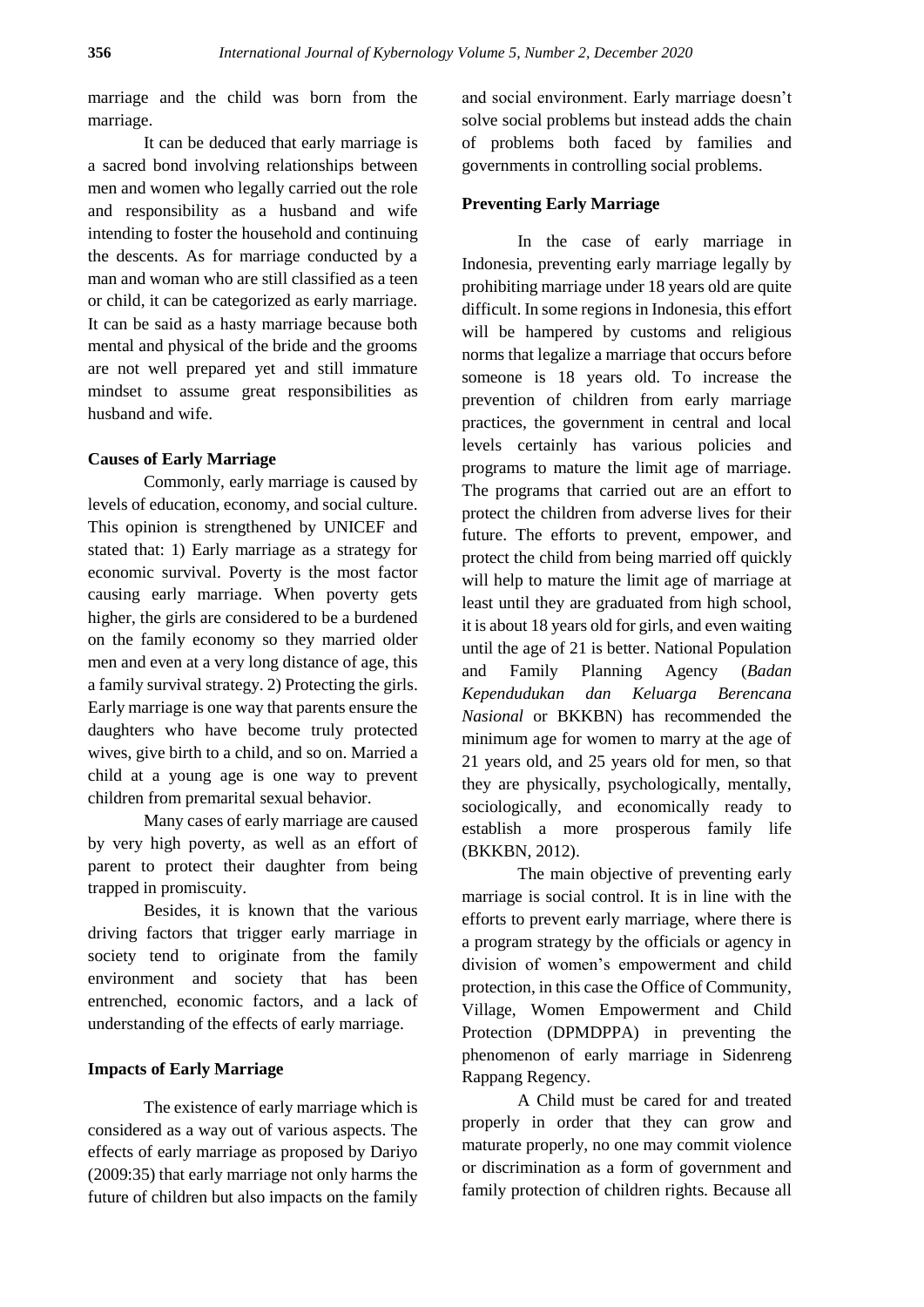marriage and the child was born from the marriage.

It can be deduced that early marriage is a sacred bond involving relationships between men and women who legally carried out the role and responsibility as a husband and wife intending to foster the household and continuing the descents. As for marriage conducted by a man and woman who are still classified as a teen or child, it can be categorized as early marriage. It can be said as a hasty marriage because both mental and physical of the bride and the grooms are not well prepared yet and still immature mindset to assume great responsibilities as husband and wife.

**Causes of Early Marriage**

Commonly, early marriage is caused by levels of education, economy, and social culture. This opinion is strengthened by UNICEF and stated that: 1) Early marriage as a strategy for economic survival. Poverty is the most factor causing early marriage. When poverty gets higher, the girls are considered to be a burdened on the family economy so they married older men and even at a very long distance of age, this a family survival strategy. 2) Protecting the girls. Early marriage is one way that parents ensure the daughters who have become truly protected wives, give birth to a child, and so on. Married a child at a young age is one way to prevent children from premarital sexual behavior.

Many cases of early marriage are caused by very high poverty, as well as an effort of parent to protect their daughter from being trapped in promiscuity.

Besides, it is known that the various driving factors that trigger early marriage in society tend to originate from the family environment and society that has been entrenched, economic factors, and a lack of understanding of the effects of early marriage.

**Impacts of Early Marriage**

The existence of early marriage which is considered as a way out of various aspects. The effects of early marriage as proposed by Dariyo (2009:35) that early marriage not only harms the future of children but also impacts on the family and social environment. Early marriage doesn't solve social problems but instead adds the chain of problems both faced by families and governments in controlling social problems.

**Preventing Early Marriage**

In the case of early marriage in Indonesia, preventing early marriage legally by prohibiting marriage under 18 years old are quite difficult. In some regions in Indonesia, this effort will be hampered by customs and religious norms that legalize a marriage that occurs before someone is 18 years old. To increase the prevention of children from early marriage practices, the government in central and local levels certainly has various policies and programs to mature the limit age of marriage. The programs that carried out are an effort to protect the children from adverse lives for their future. The efforts to prevent, empower, and protect the child from being married off quickly will help to mature the limit age of marriage at least until they are graduated from high school, it is about 18 years old for girls, and even waiting until the age of 21 is better. National Population and Family Planning Agency (*Badan Kependudukan dan Keluarga Berencana Nasional* or BKKBN) has recommended the minimum age for women to marry at the age of 21 years old, and 25 years old for men, so that they are physically, psychologically, mentally, sociologically, and economically ready to establish a more prosperous family life (BKKBN, 2012).

The main objective of preventing early marriage is social control. It is in line with the efforts to prevent early marriage, where there is a program strategy by the officials or agency in division of women's empowerment and child protection, in this case the Office of Community, Village, Women Empowerment and Child Protection (DPMDPPA) in preventing the phenomenon of early marriage in Sidenreng Rappang Regency.

A Child must be cared for and treated properly in order that they can grow and maturate properly, no one may commit violence or discrimination as a form of government and family protection of children rights. Because all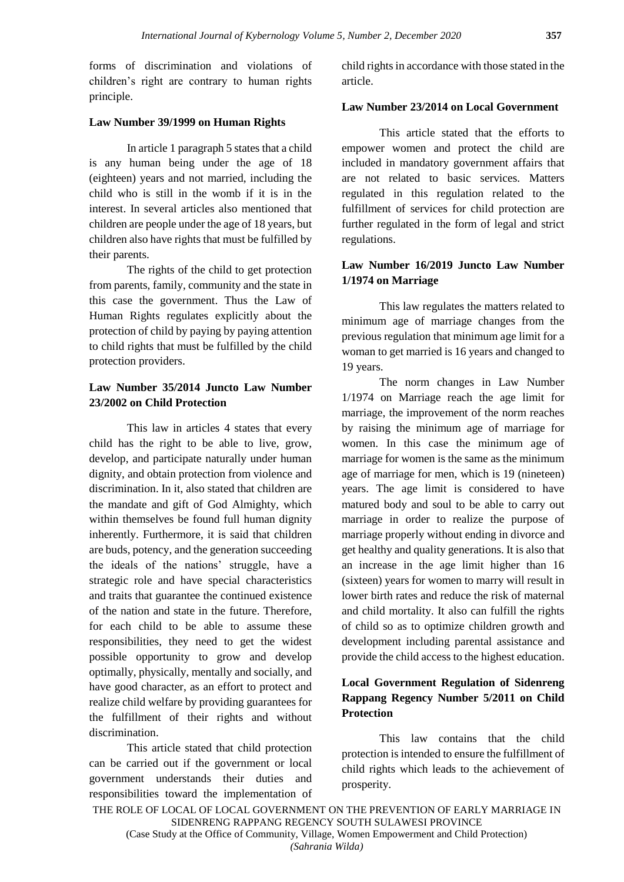forms of discrimination and violations of children's right are contrary to human rights principle.

**Law Number 39/1999 on Human Rights**

In article 1 paragraph 5 states that a child is any human being under the age of 18 (eighteen) years and not married, including the child who is still in the womb if it is in the interest. In several articles also mentioned that children are people under the age of 18 years, but children also have rights that must be fulfilled by their parents.

The rights of the child to get protection from parents, family, community and the state in this case the government. Thus the Law of Human Rights regulates explicitly about the protection of child by paying by paying attention to child rights that must be fulfilled by the child protection providers.

**Law Number 35/2014 Juncto Law Number 23/2002 on Child Protection**

This law in articles 4 states that every child has the right to be able to live, grow, develop, and participate naturally under human dignity, and obtain protection from violence and discrimination. In it, also stated that children are the mandate and gift of God Almighty, which within themselves be found full human dignity inherently. Furthermore, it is said that children are buds, potency, and the generation succeeding the ideals of the nations' struggle, have a strategic role and have special characteristics and traits that guarantee the continued existence of the nation and state in the future. Therefore, for each child to be able to assume these responsibilities, they need to get the widest possible opportunity to grow and develop optimally, physically, mentally and socially, and have good character, as an effort to protect and realize child welfare by providing guarantees for the fulfillment of their rights and without discrimination.

This article stated that child protection can be carried out if the government or local government understands their duties and responsibilities toward the implementation of child rights in accordance with those stated in the article.

**Law Number 23/2014 on Local Government**

This article stated that the efforts to empower women and protect the child are included in mandatory government affairs that are not related to basic services. Matters regulated in this regulation related to the fulfillment of services for child protection are further regulated in the form of legal and strict regulations.

**Law Number 16/2019 Juncto Law Number 1/1974 on Marriage**

This law regulates the matters related to minimum age of marriage changes from the previous regulation that minimum age limit for a woman to get married is 16 years and changed to 19 years.

The norm changes in Law Number 1/1974 on Marriage reach the age limit for marriage, the improvement of the norm reaches by raising the minimum age of marriage for women. In this case the minimum age of marriage for women is the same as the minimum age of marriage for men, which is 19 (nineteen) years. The age limit is considered to have matured body and soul to be able to carry out marriage in order to realize the purpose of marriage properly without ending in divorce and get healthy and quality generations. It is also that an increase in the age limit higher than 16 (sixteen) years for women to marry will result in lower birth rates and reduce the risk of maternal and child mortality. It also can fulfill the rights of child so as to optimize children growth and development including parental assistance and provide the child access to the highest education.

**Local Government Regulation of Sidenreng Rappang Regency Number 5/2011 on Child Protection**

This law contains that the child protection is intended to ensure the fulfillment of child rights which leads to the achievement of prosperity.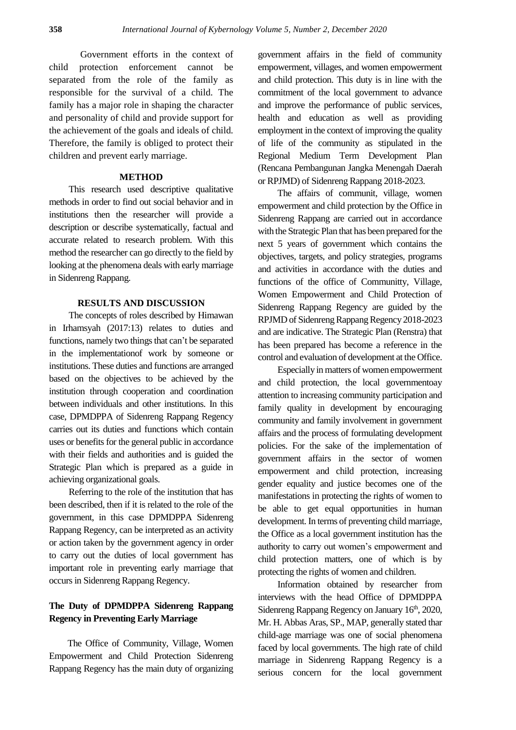Government efforts in the context of child protection enforcement cannot be separated from the role of the family as responsible for the survival of a child. The family has a major role in shaping the character and personality of child and provide support for the achievement of the goals and ideals of child. Therefore, the family is obliged to protect their children and prevent early marriage.

## METHOD

This research used descriptive qualitative methods in order to find out social behavior and in institutions then the researcher will provide a description or describe systematically, factual and accurate related to research problem. With this method the researcher can go directly to the field by looking at the phenomena deals with early marriage in Sidenreng Rappang.

## RESULTS AND DISCUSSION

The concepts of roles described by Himawan in Irhamsyah (2017:13) relates to duties and functions, namely two things that can't be separated in the implementationof work by someone or institutions. These duties and functions are arranged based on the objectives to be achieved by the institution through cooperation and coordination between individuals and other institutions. In this case, DPMDPPA of Sidenreng Rappang Regency carries out its duties and functions which contain uses or benefits for the general public in accordance with their fields and authorities and is guided the Strategic Plan which is prepared as a guide in achieving organizational goals.

Referring to the role of the institution that has been described, then if it is related to the role of the government, in this case DPMDPPA Sidenreng Rappang Regency, can be interpreted as an activity or action taken by the government agency in order to carry out the duties of local government has important role in preventing early marriage that occurs in Sidenreng Rappang Regency.

### The Duty of DPMDPPA Sidenreng Rappang Regency in Preventing Early Marriage

The Office of Community, Village, Women Empowerment and Child Protection Sidenreng Rappang Regency has the main duty of organizing government affairs in the field of community empowerment, villages, and women empowerment and child protection. This duty is in line with the commitment of the local government to advance and improve the performance of public services, health and education as well as providing employment in the context of improving the quality of life of the community as stipulated in the Regional Medium Term Development Plan (Rencana Pembangunan Jangka Menengah Daerah or RPJMD) of Sidenreng Rappang 2018-2023.

The affairs of communit, village, women empowerment and child protection by the Office in Sidenreng Rappang are carried out in accordance with the Strategic Plan that has been prepared for the next 5 years of government which contains the objectives, targets, and policy strategies, programs and activities in accordance with the duties and functions of the office of Communitty, Village, Women Empowerment and Child Protection of Sidenreng Rappang Regency are guided by the RPJMD of Sidenreng Rappang Regency 2018-2023 and are indicative. The Strategic Plan (Renstra) that has been prepared has become a reference in the control and evaluation of development at the Office.

Especially in matters of women empowerment and child protection, the local governmentoay attention to increasing community participation and family quality in development by encouraging community and family involvement in government affairs and the process of formulating development policies. For the sake of the implementation of government affairs in the sector of women empowerment and child protection, increasing gender equality and justice becomes one of the manifestations in protecting the rights of women to be able to get equal opportunities in human development. In terms of preventing child marriage, the Office as a local government institution has the authority to carry out women's empowerment and child protection matters, one of which is by protecting the rights of women and children.

Information obtained by researcher from interviews with the head Office of DPMDPPA Sidenreng Rappang Regency on January 16th, 2020, Mr. H. Abbas Aras, SP., MAP, generally stated thar child-age marriage was one of social phenomena faced by local governments. The high rate of child marriage in Sidenreng Rappang Regency is a serious concern for the local government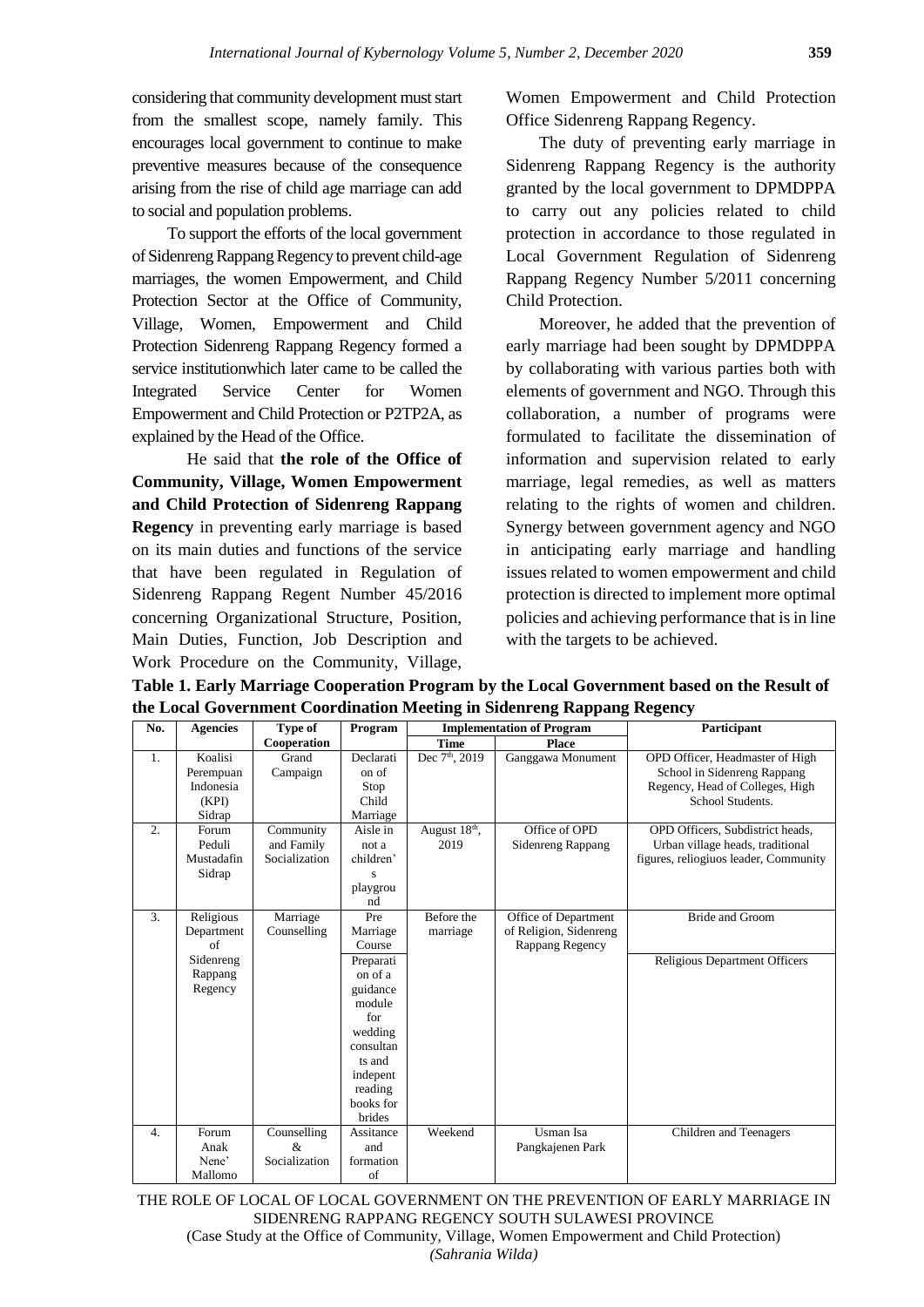considering that community development must start from the smallest scope, namely family. This encourages local government to continue to make preventive measures because of the consequence arising from the rise of child age marriage can add to social and population problems.

To support the efforts of the local government of Sidenreng Rappang Regency to prevent child-age marriages, the women Empowerment, and Child Protection Sector at the Office of Community, Village, Women, Empowerment and Child Protection Sidenreng Rappang Regency formed a service institutionwhich later came to be called the Integrated Service Center for Women Empowerment and Child Protection or P2TP2A, as explained by the Head of the Office.

He said that **the role of the Office of Community, Village, Women Empowerment and Child Protection of Sidenreng Rappang Regency** in preventing early marriage is based on its main duties and functions of the service that have been regulated in Regulation of Sidenreng Rappang Regent Number 45/2016 concerning Organizational Structure, Position, Main Duties, Function, Job Description and Work Procedure on the Community, Village, Women Empowerment and Child Protection Office Sidenreng Rappang Regency.

The duty of preventing early marriage in Sidenreng Rappang Regency is the authority granted by the local government to DPMDPPA to carry out any policies related to child protection in accordance to those regulated in Local Government Regulation of Sidenreng Rappang Regency Number 5/2011 concerning Child Protection.

Moreover, he added that the prevention of early marriage had been sought by DPMDPPA by collaborating with various parties both with elements of government and NGO. Through this collaboration, a number of programs were formulated to facilitate the dissemination of information and supervision related to early marriage, legal remedies, as well as matters relating to the rights of women and children. Synergy between government agency and NGO in anticipating early marriage and handling issues related to women empowerment and child protection is directed to implement more optimal policies and achieving performance that is in line with the targets to be achieved.

**Table 1. Early Marriage Cooperation Program by the Local Government based on the Result of the Local Government Coordination Meeting in Sidenreng Rappang Regency**

| No. | Agencies | Type of Cooperation | Program | Implementation of Program | | Participant |
|---|---|---|---|---|---|---|
| | | | | Time | Place | |
| 1. | Koalisi Perempuan Indonesia (KPI) Sidrap | Grand Campaign | Declaration of Stop Child Marriage | Dec 7th, 2019 | Ganggawa Monument | OPD Officer, Headmaster of High School in Sidenreng Rappang Regency, Head of Colleges, High School Students. |
| 2. | Forum Peduli Mustadafin Sidrap | Community and Family Socialization | Aisle in not a children's playground | August 18th, 2019 | Office of OPD Sidenreng Rappang | OPD Officers, Subdistrict heads, Urban village heads, traditional figures, reliogiuos leader, Community |
| 3. | Religious Department of Sidenreng Rappang Regency | Marriage Counselling | Pre Marriage Course | Before the marriage | Office of Department of Religion, Sidenreng Rappang Regency | Bride and Groom |
| | | | Preparation of a guidance module for wedding consultants and indepent reading books for brides | | | Religious Department Officers |
| 4. | Forum Anak Nene' Mallomo | Counselling & Socialization | Assitance and formation of | Weekend | Usman Isa Pangkajenen Park | Children and Teenagers |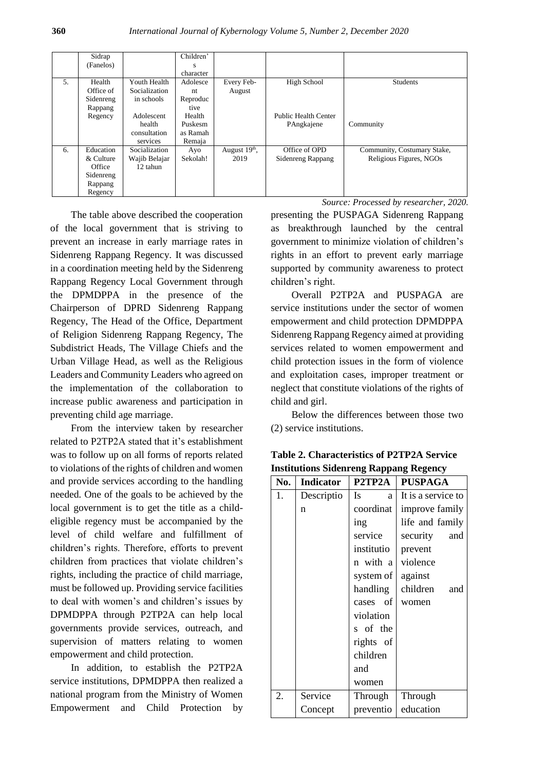|  | Sidrap (Fanelos) |  | Children's character |  |  |  |
|---|---|---|---|---|---|---|
| 5. | Health Office of Sidenreng Rappang Regency | Youth Health Socialization in schools<br><br>Adolescent health consultation services | Adolescent Reproductive Health Puskesmas Ramah Remaja | Every Feb-August | High School<br><br>Public Health Center PAngkajene | Students<br><br>Community |
| 6. | Education & Culture Office Sidenreng Rappang Regency | Socialization Wajib Belajar 12 tahun | Ayo Sekolah! | August 19th, 2019 | Office of OPD Sidenreng Rappang | Community, Costumary Stake, Religious Figures, NGOs |

*Source: Processed by researcher, 2020.*

The table above described the cooperation of the local government that is striving to prevent an increase in early marriage rates in Sidenreng Rappang Regency. It was discussed in a coordination meeting held by the Sidenreng Rappang Regency Local Government through the DPMDPPA in the presence of the Chairperson of DPRD Sidenreng Rappang Regency, The Head of the Office, Department of Religion Sidenreng Rappang Regency, The Subdistrict Heads, The Village Chiefs and the Urban Village Head, as well as the Religious Leaders and Community Leaders who agreed on the implementation of the collaboration to increase public awareness and participation in preventing child age marriage.

From the interview taken by researcher related to P2TP2A stated that it's establishment was to follow up on all forms of reports related to violations of the rights of children and women and provide services according to the handling needed. One of the goals to be achieved by the local government is to get the title as a child-eligible regency must be accompanied by the level of child welfare and fulfillment of children's rights. Therefore, efforts to prevent children from practices that violate children's rights, including the practice of child marriage, must be followed up. Providing service facilities to deal with women's and children's issues by DPMDPPA through P2TP2A can help local governments provide services, outreach, and supervision of matters relating to women empowerment and child protection.

In addition, to establish the P2TP2A service institutions, DPMDPPA then realized a national program from the Ministry of Women Empowerment and Child Protection by presenting the PUSPAGA Sidenreng Rappang as breakthrough launched by the central government to minimize violation of children's rights in an effort to prevent early marriage supported by community awareness to protect children's right.

Overall P2TP2A and PUSPAGA are service institutions under the sector of women empowerment and child protection DPMDPPA Sidenreng Rappang Regency aimed at providing services related to women empowerment and child protection issues in the form of violence and exploitation cases, improper treatment or neglect that constitute violations of the rights of child and girl.

Below the differences between those two (2) service institutions.

**Table 2. Characteristics of P2TP2A Service Institutions Sidenreng Rappang Regency**

| No. | Indicator | P2TP2A | PUSPAGA |
|---|---|---|---|
| 1. | Description | Is a coordinating service institution with a system of handling cases of violations of the rights of children and women | It is a service to improve family life and family security and prevent violence against children and women |
| 2. | Service Concept | Through prevention | Through education |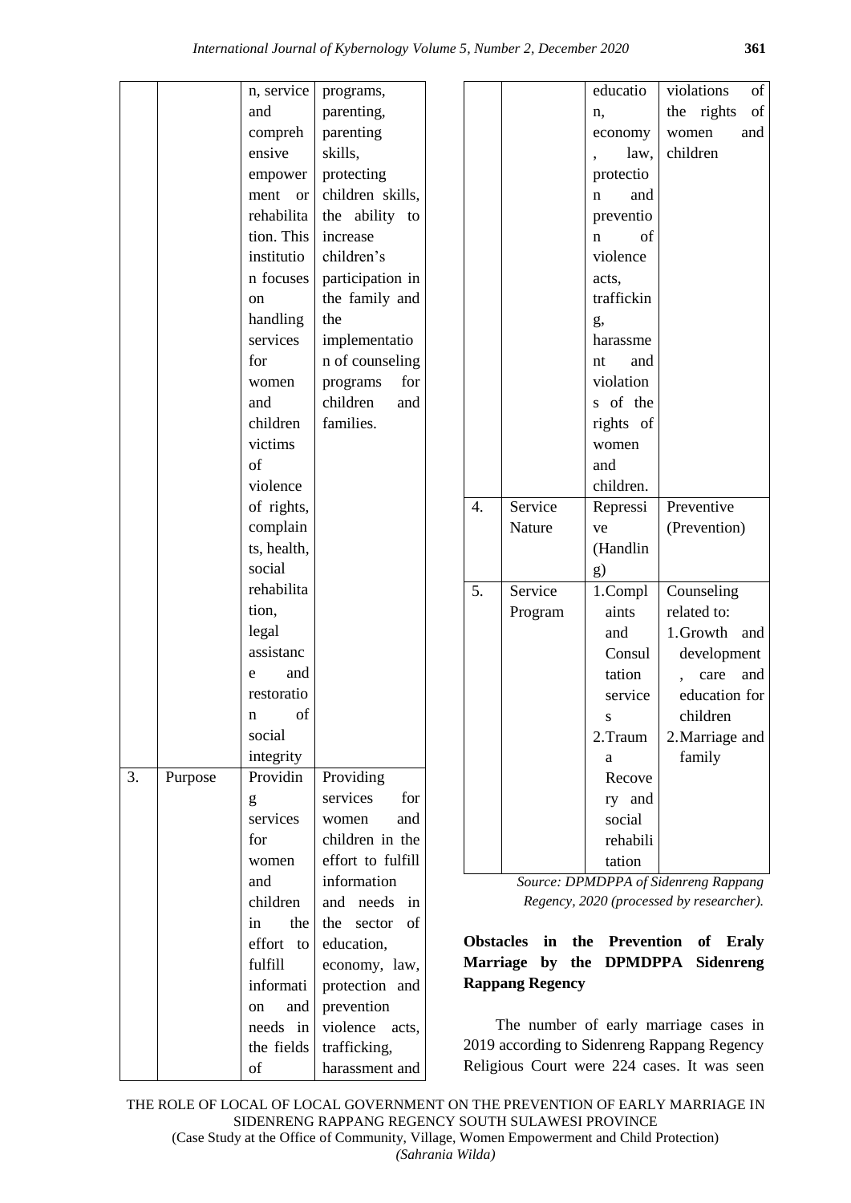| | | n, service and comprehensive empowerment or rehabilitation. This institution focuses on handling services for women and children victims of violence of rights, complaints, health, social rehabilitation, legal assistance and restoration of social integrity | programs, parenting, parenting skills, protecting children skills, the ability to increase children's participation in the family and the implementation of counseling programs for children and families. |
|---|---|---|---|
| 3. | Purpose | Providing services for women and children in the effort to fulfill information and needs in the fields of education, economy, law, protection and prevention of violence acts, trafficking, harassment and violations of the rights of women and children. | Providing services for women and children in the effort to fulfill information and needs in the sector of education, economy, law, protection and prevention violence acts, trafficking, harassment and violations of the rights of women and children |
| 4. | Service Nature | Repressive (Handling) | Preventive (Prevention) |
| 5. | Service Program | 1. Complaints and Consultation services<br>2. Trauma Recovery and social rehabilitation | Counseling related to:<br>1. Growth and development, care and education for children<br>2. Marriage and family |

*Source: DPMDPPA of Sidenreng Rappang Regency, 2020 (processed by researcher).*

**Obstacles in the Prevention of Eraly Marriage by the DPMDPPA Sidenreng Rappang Regency**

The number of early marriage cases in 2019 according to Sidenreng Rappang Regency Religious Court were 224 cases. It was seen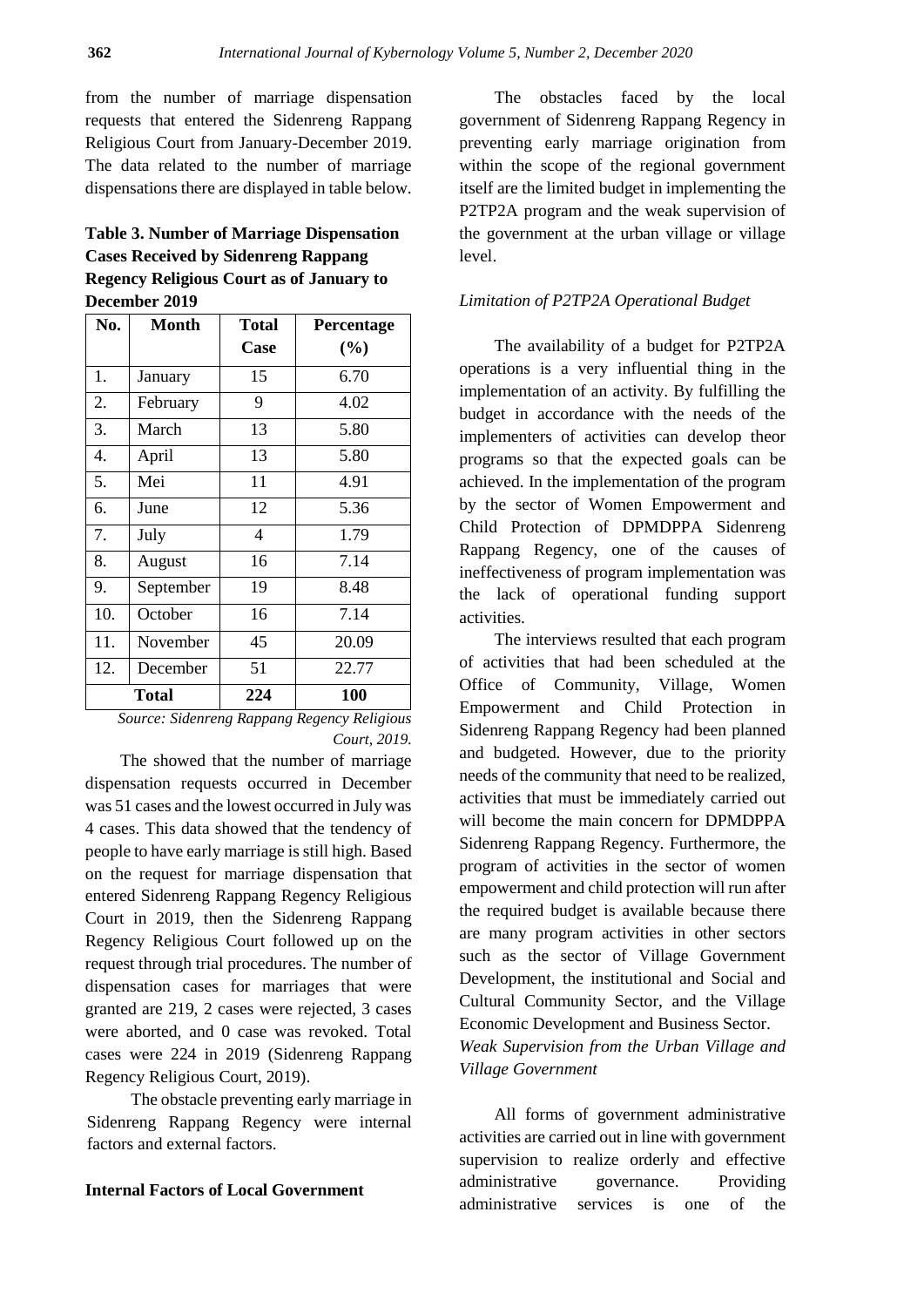from the number of marriage dispensation requests that entered the Sidenreng Rappang Religious Court from January-December 2019. The data related to the number of marriage dispensations there are displayed in table below.

**Table 3. Number of Marriage Dispensation Cases Received by Sidenreng Rappang Regency Religious Court as of January to December 2019**

| No. | Month | Total Case | Percentage (%) |
|---|---|---|---|
| 1. | January | 15 | 6.70 |
| 2. | February | 9 | 4.02 |
| 3. | March | 13 | 5.80 |
| 4. | April | 13 | 5.80 |
| 5. | Mei | 11 | 4.91 |
| 6. | June | 12 | 5.36 |
| 7. | July | 4 | 1.79 |
| 8. | August | 16 | 7.14 |
| 9. | September | 19 | 8.48 |
| 10. | October | 16 | 7.14 |
| 11. | November | 45 | 20.09 |
| 12. | December | 51 | 22.77 |
| **Total** | | **224** | **100** |

*Source: Sidenreng Rappang Regency Religious Court, 2019.*

The showed that the number of marriage dispensation requests occurred in December was 51 cases and the lowest occurred in July was 4 cases. This data showed that the tendency of people to have early marriage is still high. Based on the request for marriage dispensation that entered Sidenreng Rappang Regency Religious Court in 2019, then the Sidenreng Rappang Regency Religious Court followed up on the request through trial procedures. The number of dispensation cases for marriages that were granted are 219, 2 cases were rejected, 3 cases were aborted, and 0 case was revoked. Total cases were 224 in 2019 (Sidenreng Rappang Regency Religious Court, 2019).

The obstacle preventing early marriage in Sidenreng Rappang Regency were internal factors and external factors.

**Internal Factors of Local Government**

The obstacles faced by the local government of Sidenreng Rappang Regency in preventing early marriage origination from within the scope of the regional government itself are the limited budget in implementing the P2TP2A program and the weak supervision of the government at the urban village or village level.

*Limitation of P2TP2A Operational Budget*

The availability of a budget for P2TP2A operations is a very influential thing in the implementation of an activity. By fulfilling the budget in accordance with the needs of the implementers of activities can develop theor programs so that the expected goals can be achieved. In the implementation of the program by the sector of Women Empowerment and Child Protection of DPMDPPA Sidenreng Rappang Regency, one of the causes of ineffectiveness of program implementation was the lack of operational funding support activities.

The interviews resulted that each program of activities that had been scheduled at the Office of Community, Village, Women Empowerment and Child Protection in Sidenreng Rappang Regency had been planned and budgeted. However, due to the priority needs of the community that need to be realized, activities that must be immediately carried out will become the main concern for DPMDPPA Sidenreng Rappang Regency. Furthermore, the program of activities in the sector of women empowerment and child protection will run after the required budget is available because there are many program activities in other sectors such as the sector of Village Government Development, the institutional and Social and Cultural Community Sector, and the Village Economic Development and Business Sector.

*Weak Supervision from the Urban Village and Village Government*

All forms of government administrative activities are carried out in line with government supervision to realize orderly and effective administrative governance. Providing administrative services is one of the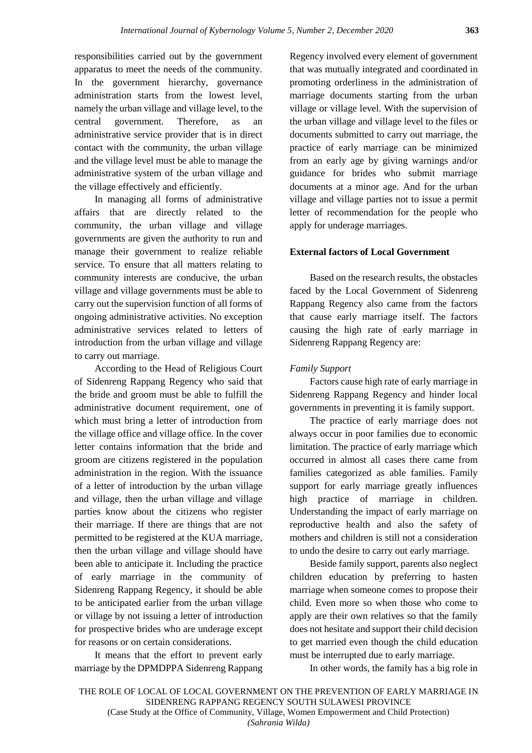responsibilities carried out by the government apparatus to meet the needs of the community. In the government hierarchy, governance administration starts from the lowest level, namely the urban village and village level, to the central government. Therefore, as an administrative service provider that is in direct contact with the community, the urban village and the village level must be able to manage the administrative system of the urban village and the village effectively and efficiently.

In managing all forms of administrative affairs that are directly related to the community, the urban village and village governments are given the authority to run and manage their government to realize reliable service. To ensure that all matters relating to community interests are conducive, the urban village and village governments must be able to carry out the supervision function of all forms of ongoing administrative activities. No exception administrative services related to letters of introduction from the urban village and village to carry out marriage.

According to the Head of Religious Court of Sidenreng Rappang Regency who said that the bride and groom must be able to fulfill the administrative document requirement, one of which must bring a letter of introduction from the village office and village office. In the cover letter contains information that the bride and groom are citizens registered in the population administration in the region. With the issuance of a letter of introduction by the urban village and village, then the urban village and village parties know about the citizens who register their marriage. If there are things that are not permitted to be registered at the KUA marriage, then the urban village and village should have been able to anticipate it. Including the practice of early marriage in the community of Sidenreng Rappang Regency, it should be able to be anticipated earlier from the urban village or village by not issuing a letter of introduction for prospective brides who are underage except for reasons or on certain considerations.

It means that the effort to prevent early marriage by the DPMDPPA Sidenreng Rappang Regency involved every element of government that was mutually integrated and coordinated in promoting orderliness in the administration of marriage documents starting from the urban village or village level. With the supervision of the urban village and village level to the files or documents submitted to carry out marriage, the practice of early marriage can be minimized from an early age by giving warnings and/or guidance for brides who submit marriage documents at a minor age. And for the urban village and village parties not to issue a permit letter of recommendation for the people who apply for underage marriages.

**External factors of Local Government**

Based on the research results, the obstacles faced by the Local Government of Sidenreng Rappang Regency also came from the factors that cause early marriage itself. The factors causing the high rate of early marriage in Sidenreng Rappang Regency are:

*Family Support*

Factors cause high rate of early marriage in Sidenreng Rappang Regency and hinder local governments in preventing it is family support.

The practice of early marriage does not always occur in poor families due to economic limitation. The practice of early marriage which occurred in almost all cases there came from families categorized as able families. Family support for early marriage greatly influences high practice of marriage in children. Understanding the impact of early marriage on reproductive health and also the safety of mothers and children is still not a consideration to undo the desire to carry out early marriage.

Beside family support, parents also neglect children education by preferring to hasten marriage when someone comes to propose their child. Even more so when those who come to apply are their own relatives so that the family does not hesitate and support their child decision to get married even though the child education must be interrupted due to early marriage.

In other words, the family has a big role in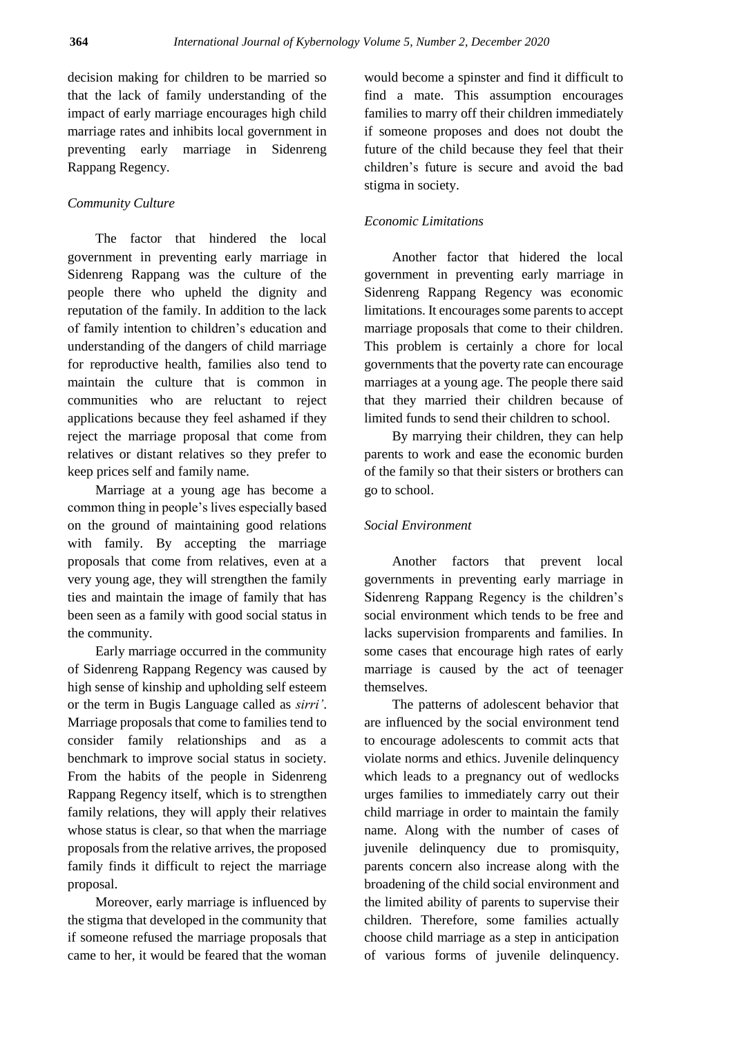decision making for children to be married so that the lack of family understanding of the impact of early marriage encourages high child marriage rates and inhibits local government in preventing early marriage in Sidenreng Rappang Regency.

### *Community Culture*

The factor that hindered the local government in preventing early marriage in Sidenreng Rappang was the culture of the people there who upheld the dignity and reputation of the family. In addition to the lack of family intention to children's education and understanding of the dangers of child marriage for reproductive health, families also tend to maintain the culture that is common in communities who are reluctant to reject applications because they feel ashamed if they reject the marriage proposal that come from relatives or distant relatives so they prefer to keep prices self and family name.

Marriage at a young age has become a common thing in people's lives especially based on the ground of maintaining good relations with family. By accepting the marriage proposals that come from relatives, even at a very young age, they will strengthen the family ties and maintain the image of family that has been seen as a family with good social status in the community.

Early marriage occurred in the community of Sidenreng Rappang Regency was caused by high sense of kinship and upholding self esteem or the term in Bugis Language called as *sirri'*. Marriage proposals that come to families tend to consider family relationships and as a benchmark to improve social status in society. From the habits of the people in Sidenreng Rappang Regency itself, which is to strengthen family relations, they will apply their relatives whose status is clear, so that when the marriage proposals from the relative arrives, the proposed family finds it difficult to reject the marriage proposal.

Moreover, early marriage is influenced by the stigma that developed in the community that if someone refused the marriage proposals that came to her, it would be feared that the woman would become a spinster and find it difficult to find a mate. This assumption encourages families to marry off their children immediately if someone proposes and does not doubt the future of the child because they feel that their children's future is secure and avoid the bad stigma in society.

### *Economic Limitations*

Another factor that hidered the local government in preventing early marriage in Sidenreng Rappang Regency was economic limitations. It encourages some parents to accept marriage proposals that come to their children. This problem is certainly a chore for local governments that the poverty rate can encourage marriages at a young age. The people there said that they married their children because of limited funds to send their children to school.

By marrying their children, they can help parents to work and ease the economic burden of the family so that their sisters or brothers can go to school.

### *Social Environment*

Another factors that prevent local governments in preventing early marriage in Sidenreng Rappang Regency is the children's social environment which tends to be free and lacks supervision fromparents and families. In some cases that encourage high rates of early marriage is caused by the act of teenager themselves.

The patterns of adolescent behavior that are influenced by the social environment tend to encourage adolescents to commit acts that violate norms and ethics. Juvenile delinquency which leads to a pregnancy out of wedlocks urges families to immediately carry out their child marriage in order to maintain the family name. Along with the number of cases of juvenile delinquency due to promisquity, parents concern also increase along with the broadening of the child social environment and the limited ability of parents to supervise their children. Therefore, some families actually choose child marriage as a step in anticipation of various forms of juvenile delinquency.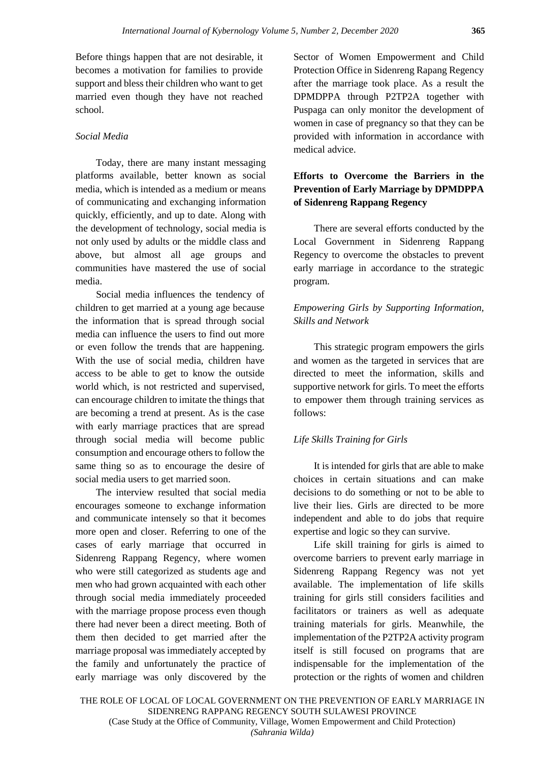Before things happen that are not desirable, it becomes a motivation for families to provide support and bless their children who want to get married even though they have not reached school.

*Social Media*

Today, there are many instant messaging platforms available, better known as social media, which is intended as a medium or means of communicating and exchanging information quickly, efficiently, and up to date. Along with the development of technology, social media is not only used by adults or the middle class and above, but almost all age groups and communities have mastered the use of social media.

Social media influences the tendency of children to get married at a young age because the information that is spread through social media can influence the users to find out more or even follow the trends that are happening. With the use of social media, children have access to be able to get to know the outside world which, is not restricted and supervised, can encourage children to imitate the things that are becoming a trend at present. As is the case with early marriage practices that are spread through social media will become public consumption and encourage others to follow the same thing so as to encourage the desire of social media users to get married soon.

The interview resulted that social media encourages someone to exchange information and communicate intensely so that it becomes more open and closer. Referring to one of the cases of early marriage that occurred in Sidenreng Rappang Regency, where women who were still categorized as students age and men who had grown acquainted with each other through social media immediately proceeded with the marriage propose process even though there had never been a direct meeting. Both of them then decided to get married after the marriage proposal was immediately accepted by the family and unfortunately the practice of early marriage was only discovered by the Sector of Women Empowerment and Child Protection Office in Sidenreng Rapang Regency after the marriage took place. As a result the DPMDPPA through P2TP2A together with Puspaga can only monitor the development of women in case of pregnancy so that they can be provided with information in accordance with medical advice.

## Efforts to Overcome the Barriers in the Prevention of Early Marriage by DPMDPPA of Sidenreng Rappang Regency

There are several efforts conducted by the Local Government in Sidenreng Rappang Regency to overcome the obstacles to prevent early marriage in accordance to the strategic program.

*Empowering Girls by Supporting Information, Skills and Network*

This strategic program empowers the girls and women as the targeted in services that are directed to meet the information, skills and supportive network for girls. To meet the efforts to empower them through training services as follows:

*Life Skills Training for Girls*

It is intended for girls that are able to make choices in certain situations and can make decisions to do something or not to be able to live their lies. Girls are directed to be more independent and able to do jobs that require expertise and logic so they can survive.

Life skill training for girls is aimed to overcome barriers to prevent early marriage in Sidenreng Rappang Regency was not yet available. The implementation of life skills training for girls still considers facilities and facilitators or trainers as well as adequate training materials for girls. Meanwhile, the implementation of the P2TP2A activity program itself is still focused on programs that are indispensable for the implementation of the protection or the rights of women and children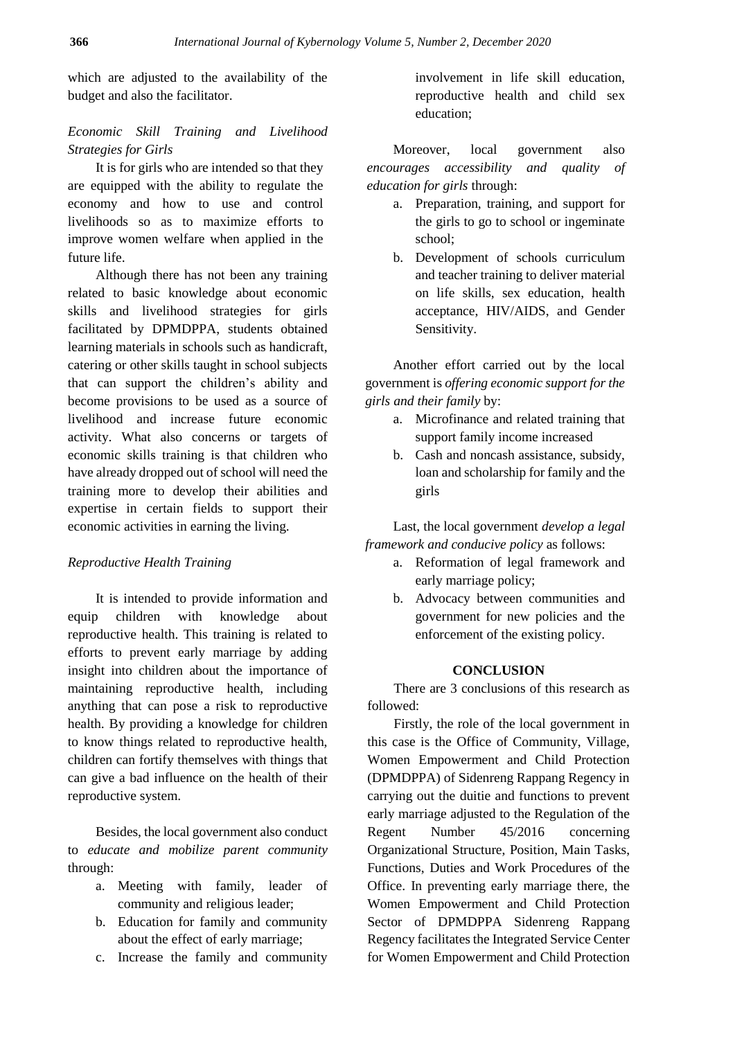which are adjusted to the availability of the budget and also the facilitator.

*Economic Skill Training and Livelihood Strategies for Girls*

It is for girls who are intended so that they are equipped with the ability to regulate the economy and how to use and control livelihoods so as to maximize efforts to improve women welfare when applied in the future life.

Although there has not been any training related to basic knowledge about economic skills and livelihood strategies for girls facilitated by DPMDPPA, students obtained learning materials in schools such as handicraft, catering or other skills taught in school subjects that can support the children's ability and become provisions to be used as a source of livelihood and increase future economic activity. What also concerns or targets of economic skills training is that children who have already dropped out of school will need the training more to develop their abilities and expertise in certain fields to support their economic activities in earning the living.

*Reproductive Health Training*

It is intended to provide information and equip children with knowledge about reproductive health. This training is related to efforts to prevent early marriage by adding insight into children about the importance of maintaining reproductive health, including anything that can pose a risk to reproductive health. By providing a knowledge for children to know things related to reproductive health, children can fortify themselves with things that can give a bad influence on the health of their reproductive system.

Besides, the local government also conduct to *educate and mobilize parent community* through:

a. Meeting with family, leader of community and religious leader;
b. Education for family and community about the effect of early marriage;
c. Increase the family and community involvement in life skill education, reproductive health and child sex education;

Moreover, local government also *encourages accessibility and quality of education for girls* through:

a. Preparation, training, and support for the girls to go to school or ingeminate school;
b. Development of schools curriculum and teacher training to deliver material on life skills, sex education, health acceptance, HIV/AIDS, and Gender Sensitivity.

Another effort carried out by the local government is *offering economic support for the girls and their family* by:

a. Microfinance and related training that support family income increased
b. Cash and noncash assistance, subsidy, loan and scholarship for family and the girls

Last, the local government *develop a legal framework and conducive policy* as follows:

a. Reformation of legal framework and early marriage policy;
b. Advocacy between communities and government for new policies and the enforcement of the existing policy.

## CONCLUSION

There are 3 conclusions of this research as followed:

Firstly, the role of the local government in this case is the Office of Community, Village, Women Empowerment and Child Protection (DPMDPPA) of Sidenreng Rappang Regency in carrying out the duitie and functions to prevent early marriage adjusted to the Regulation of the Regent Number 45/2016 concerning Organizational Structure, Position, Main Tasks, Functions, Duties and Work Procedures of the Office. In preventing early marriage there, the Women Empowerment and Child Protection Sector of DPMDPPA Sidenreng Rappang Regency facilitates the Integrated Service Center for Women Empowerment and Child Protection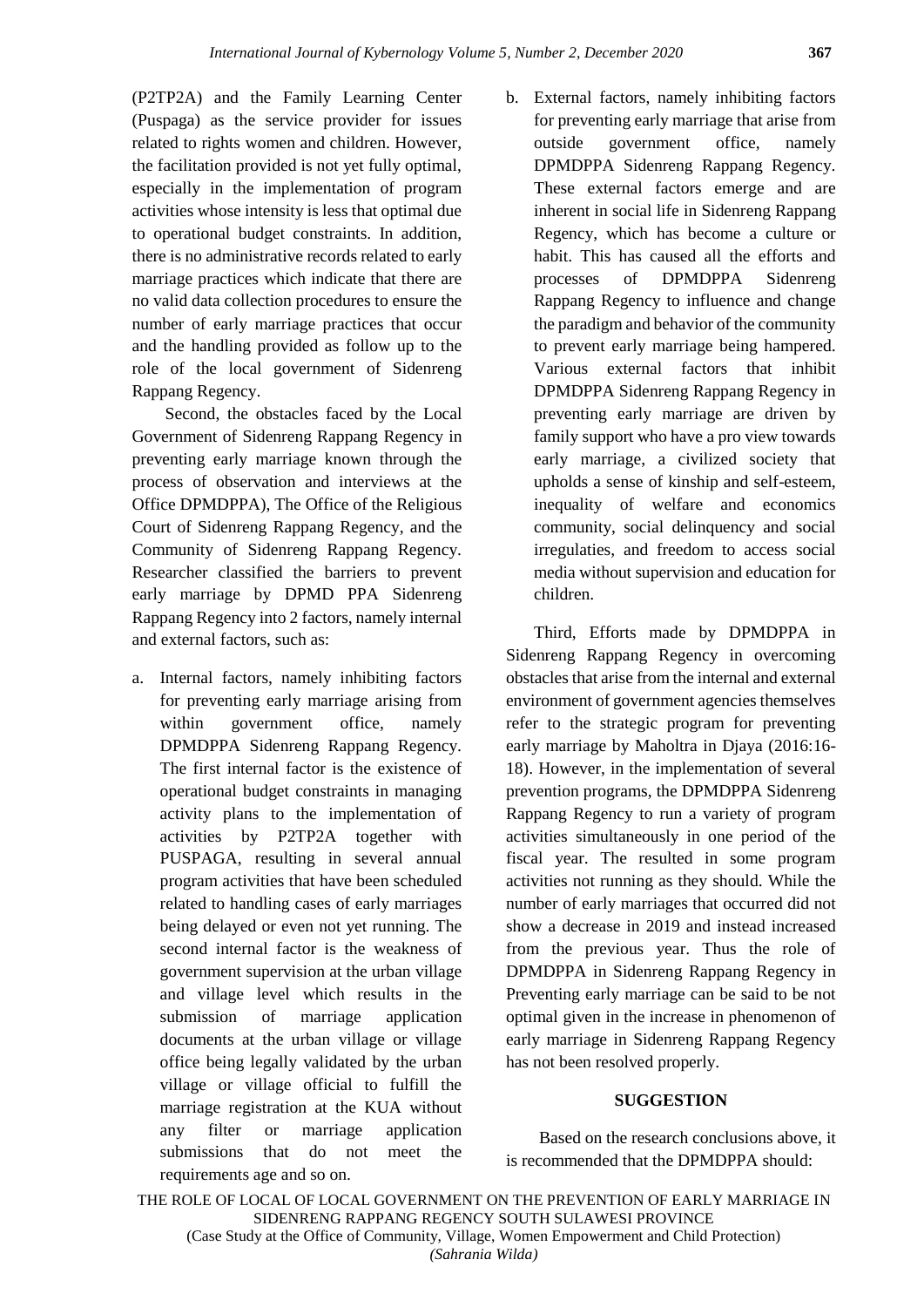(P2TP2A) and the Family Learning Center (Puspaga) as the service provider for issues related to rights women and children. However, the facilitation provided is not yet fully optimal, especially in the implementation of program activities whose intensity is less that optimal due to operational budget constraints. In addition, there is no administrative records related to early marriage practices which indicate that there are no valid data collection procedures to ensure the number of early marriage practices that occur and the handling provided as follow up to the role of the local government of Sidenreng Rappang Regency.

Second, the obstacles faced by the Local Government of Sidenreng Rappang Regency in preventing early marriage known through the process of observation and interviews at the Office DPMDPPA), The Office of the Religious Court of Sidenreng Rappang Regency, and the Community of Sidenreng Rappang Regency. Researcher classified the barriers to prevent early marriage by DPMD PPA Sidenreng Rappang Regency into 2 factors, namely internal and external factors, such as:

a. Internal factors, namely inhibiting factors for preventing early marriage arising from within government office, namely DPMDPPA Sidenreng Rappang Regency. The first internal factor is the existence of operational budget constraints in managing activity plans to the implementation of activities by P2TP2A together with PUSPAGA, resulting in several annual program activities that have been scheduled related to handling cases of early marriages being delayed or even not yet running. The second internal factor is the weakness of government supervision at the urban village and village level which results in the submission of marriage application documents at the urban village or village office being legally validated by the urban village or village official to fulfill the marriage registration at the KUA without any filter or marriage application submissions that do not meet the requirements age and so on.

b. External factors, namely inhibiting factors for preventing early marriage that arise from outside government office, namely DPMDPPA Sidenreng Rappang Regency. These external factors emerge and are inherent in social life in Sidenreng Rappang Regency, which has become a culture or habit. This has caused all the efforts and processes of DPMDPPA Sidenreng Rappang Regency to influence and change the paradigm and behavior of the community to prevent early marriage being hampered. Various external factors that inhibit DPMDPPA Sidenreng Rappang Regency in preventing early marriage are driven by family support who have a pro view towards early marriage, a civilized society that upholds a sense of kinship and self-esteem, inequality of welfare and economics community, social delinquency and social irregulaties, and freedom to access social media without supervision and education for children.

Third, Efforts made by DPMDPPA in Sidenreng Rappang Regency in overcoming obstacles that arise from the internal and external environment of government agencies themselves refer to the strategic program for preventing early marriage by Maholtra in Djaya (2016:16-18). However, in the implementation of several prevention programs, the DPMDPPA Sidenreng Rappang Regency to run a variety of program activities simultaneously in one period of the fiscal year. The resulted in some program activities not running as they should. While the number of early marriages that occurred did not show a decrease in 2019 and instead increased from the previous year. Thus the role of DPMDPPA in Sidenreng Rappang Regency in Preventing early marriage can be said to be not optimal given in the increase in phenomenon of early marriage in Sidenreng Rappang Regency has not been resolved properly.

## SUGGESTION

Based on the research conclusions above, it is recommended that the DPMDPPA should: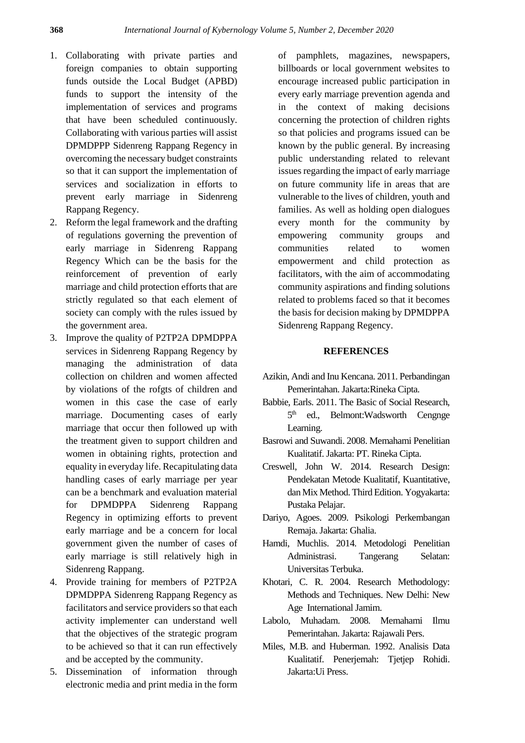1. Collaborating with private parties and foreign companies to obtain supporting funds outside the Local Budget (APBD) funds to support the intensity of the implementation of services and programs that have been scheduled continuously. Collaborating with various parties will assist DPMDPPP Sidenreng Rappang Regency in overcoming the necessary budget constraints so that it can support the implementation of services and socialization in efforts to prevent early marriage in Sidenreng Rappang Regency.
2. Reform the legal framework and the drafting of regulations governing the prevention of early marriage in Sidenreng Rappang Regency Which can be the basis for the reinforcement of prevention of early marriage and child protection efforts that are strictly regulated so that each element of society can comply with the rules issued by the government area.
3. Improve the quality of P2TP2A DPMDPPA services in Sidenreng Rappang Regency by managing the administration of data collection on children and women affected by violations of the rofgts of children and women in this case the case of early marriage. Documenting cases of early marriage that occur then followed up with the treatment given to support children and women in obtaining rights, protection and equality in everyday life. Recapitulating data handling cases of early marriage per year can be a benchmark and evaluation material for DPMDPPA Sidenreng Rappang Regency in optimizing efforts to prevent early marriage and be a concern for local government given the number of cases of early marriage is still relatively high in Sidenreng Rappang.
4. Provide training for members of P2TP2A DPMDPPA Sidenreng Rappang Regency as facilitators and service providers so that each activity implementer can understand well that the objectives of the strategic program to be achieved so that it can run effectively and be accepted by the community.
5. Dissemination of information through electronic media and print media in the form of pamphlets, magazines, newspapers, billboards or local government websites to encourage increased public participation in every early marriage prevention agenda and in the context of making decisions concerning the protection of children rights so that policies and programs issued can be known by the public general. By increasing public understanding related to relevant issues regarding the impact of early marriage on future community life in areas that are vulnerable to the lives of children, youth and families. As well as holding open dialogues every month for the community by empowering community groups and communities related to women empowerment and child protection as facilitators, with the aim of accommodating community aspirations and finding solutions related to problems faced so that it becomes the basis for decision making by DPMDPPA Sidenreng Rappang Regency.

## REFERENCES

Azikin, Andi and Inu Kencana. 2011. Perbandingan Pemerintahan. Jakarta:Rineka Cipta.

Babbie, Earls. 2011. The Basic of Social Research, 5th ed., Belmont:Wadsworth Cengnge Learning.

Basrowi and Suwandi. 2008. Memahami Penelitian Kualitatif. Jakarta: PT. Rineka Cipta.

Creswell, John W. 2014. Research Design: Pendekatan Metode Kualitatif, Kuantitative, dan Mix Method. Third Edition. Yogyakarta: Pustaka Pelajar.

Dariyo, Agoes. 2009. Psikologi Perkembangan Remaja. Jakarta: Ghalia.

Hamdi, Muchlis. 2014. Metodologi Penelitian Administrasi. Tangerang Selatan: Universitas Terbuka.

Khotari, C. R. 2004. Research Methodology: Methods and Techniques. New Delhi: New Age International Jamim.

Labolo, Muhadam. 2008. Memahami Ilmu Pemerintahan. Jakarta: Rajawali Pers.

Miles, M.B. and Huberman. 1992. Analisis Data Kualitatif. Penerjemah: Tjetjep Rohidi. Jakarta:Ui Press.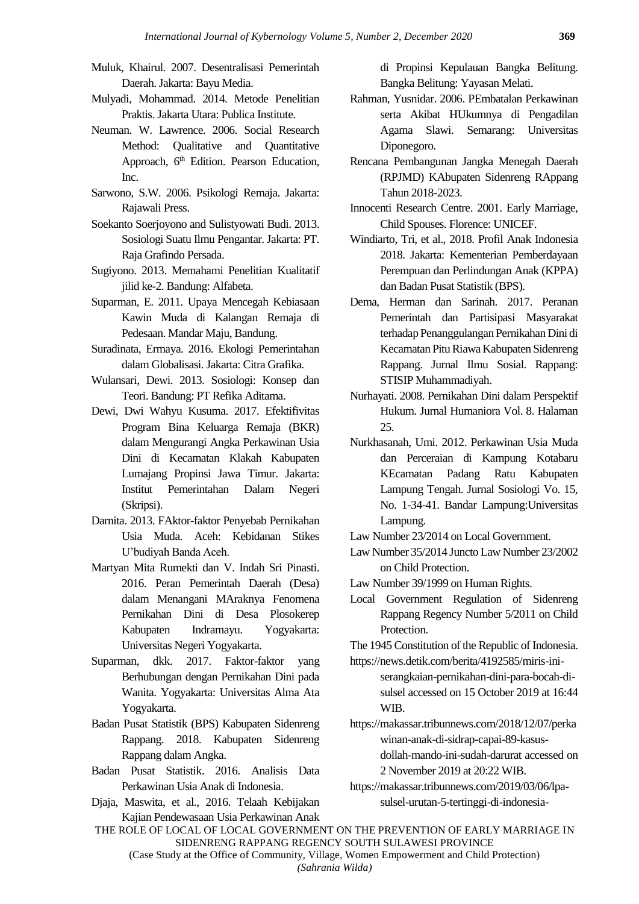Muluk, Khairul. 2007. Desentralisasi Pemerintah Daerah. Jakarta: Bayu Media.

Mulyadi, Mohammad. 2014. Metode Penelitian Praktis. Jakarta Utara: Publica Institute.

Neuman. W. Lawrence. 2006. Social Research Method: Qualitative and Quantitative Approach, 6th Edition. Pearson Education, Inc.

Sarwono, S.W. 2006. Psikologi Remaja. Jakarta: Rajawali Press.

Soekanto Soerjoyono and Sulistyowati Budi. 2013. Sosiologi Suatu Ilmu Pengantar. Jakarta: PT. Raja Grafindo Persada.

Sugiyono. 2013. Memahami Penelitian Kualitatif jilid ke-2. Bandung: Alfabeta.

Suparman, E. 2011. Upaya Mencegah Kebiasaan Kawin Muda di Kalangan Remaja di Pedesaan. Mandar Maju, Bandung.

Suradinata, Ermaya. 2016. Ekologi Pemerintahan dalam Globalisasi. Jakarta: Citra Grafika.

Wulansari, Dewi. 2013. Sosiologi: Konsep dan Teori. Bandung: PT Refika Aditama.

Dewi, Dwi Wahyu Kusuma. 2017. Efektifivitas Program Bina Keluarga Remaja (BKR) dalam Mengurangi Angka Perkawinan Usia Dini di Kecamatan Klakah Kabupaten Lumajang Propinsi Jawa Timur. Jakarta: Institut Pemerintahan Dalam Negeri (Skripsi).

Darnita. 2013. FAktor-faktor Penyebab Pernikahan Usia Muda. Aceh: Kebidanan Stikes U'budiyah Banda Aceh.

Martyan Mita Rumekti dan V. Indah Sri Pinasti. 2016. Peran Pemerintah Daerah (Desa) dalam Menangani MAraknya Fenomena Pernikahan Dini di Desa Plosokerep Kabupaten Indramayu. Yogyakarta: Universitas Negeri Yogyakarta.

Suparman, dkk. 2017. Faktor-faktor yang Berhubungan dengan Pernikahan Dini pada Wanita. Yogyakarta: Universitas Alma Ata Yogyakarta.

Badan Pusat Statistik (BPS) Kabupaten Sidenreng Rappang. 2018. Kabupaten Sidenreng Rappang dalam Angka.

Badan Pusat Statistik. 2016. Analisis Data Perkawinan Usia Anak di Indonesia.

Djaja, Maswita, et al., 2016. Telaah Kebijakan Kajian Pendewasaan Usia Perkawinan Anak di Propinsi Kepulauan Bangka Belitung. Bangka Belitung: Yayasan Melati.

Rahman, Yusnidar. 2006. PEmbatalan Perkawinan serta Akibat HUkumnya di Pengadilan Agama Slawi. Semarang: Universitas Diponegoro.

Rencana Pembangunan Jangka Menegah Daerah (RPJMD) KAbupaten Sidenreng RAppang Tahun 2018-2023.

Innocenti Research Centre. 2001. Early Marriage, Child Spouses. Florence: UNICEF.

Windiarto, Tri, et al., 2018. Profil Anak Indonesia 2018. Jakarta: Kementerian Pemberdayaan Perempuan dan Perlindungan Anak (KPPA) dan Badan Pusat Statistik (BPS).

Dema, Herman dan Sarinah. 2017. Peranan Pemerintah dan Partisipasi Masyarakat terhadap Penanggulangan Pernikahan Dini di Kecamatan Pitu Riawa Kabupaten Sidenreng Rappang. Jurnal Ilmu Sosial. Rappang: STISIP Muhammadiyah.

Nurhayati. 2008. Pernikahan Dini dalam Perspektif Hukum. Jurnal Humaniora Vol. 8. Halaman 25.

Nurkhasanah, Umi. 2012. Perkawinan Usia Muda dan Perceraian di Kampung Kotabaru KEcamatan Padang Ratu Kabupaten Lampung Tengah. Jurnal Sosiologi Vo. 15, No. 1-34-41. Bandar Lampung:Universitas Lampung.

Law Number 23/2014 on Local Government.

Law Number 35/2014 Juncto Law Number 23/2002 on Child Protection.

Law Number 39/1999 on Human Rights.

Local Government Regulation of Sidenreng Rappang Regency Number 5/2011 on Child Protection.

The 1945 Constitution of the Republic of Indonesia.

https://news.detik.com/berita/4192585/miris-ini-serangkaian-pernikahan-dini-para-bocah-di-sulsel accessed on 15 October 2019 at 16:44 WIB.

https://makassar.tribunnews.com/2018/12/07/perkawinan-anak-di-sidrap-capai-89-kasus-dollah-mando-ini-sudah-darurat accessed on 2 November 2019 at 20:22 WIB.

https://makassar.tribunnews.com/2019/03/06/lpa-sulsel-urutan-5-tertinggi-di-indonesia-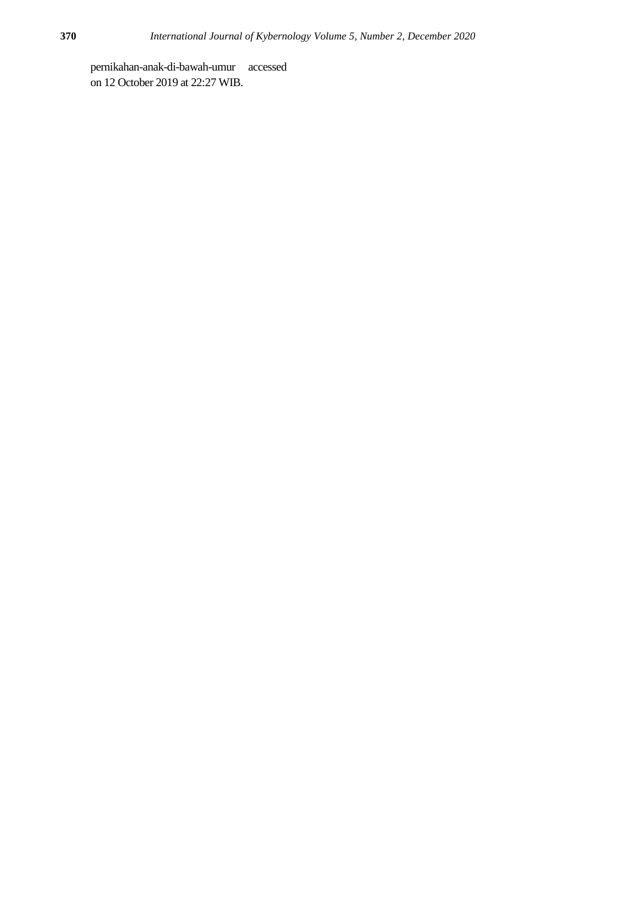pernikahan-anak-di-bawah-umur accessed on 12 October 2019 at 22:27 WIB.